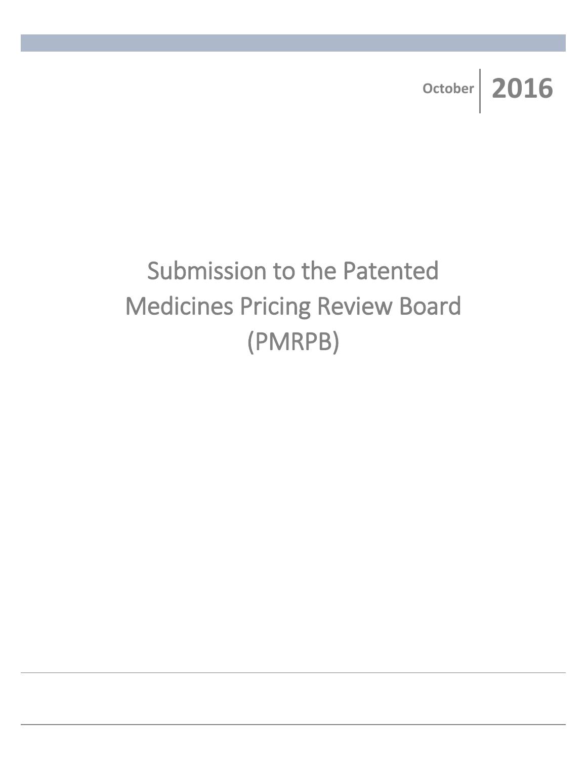October | **2016**

# Submission to the Patented Medicines Pricing Review Board (PMRPB)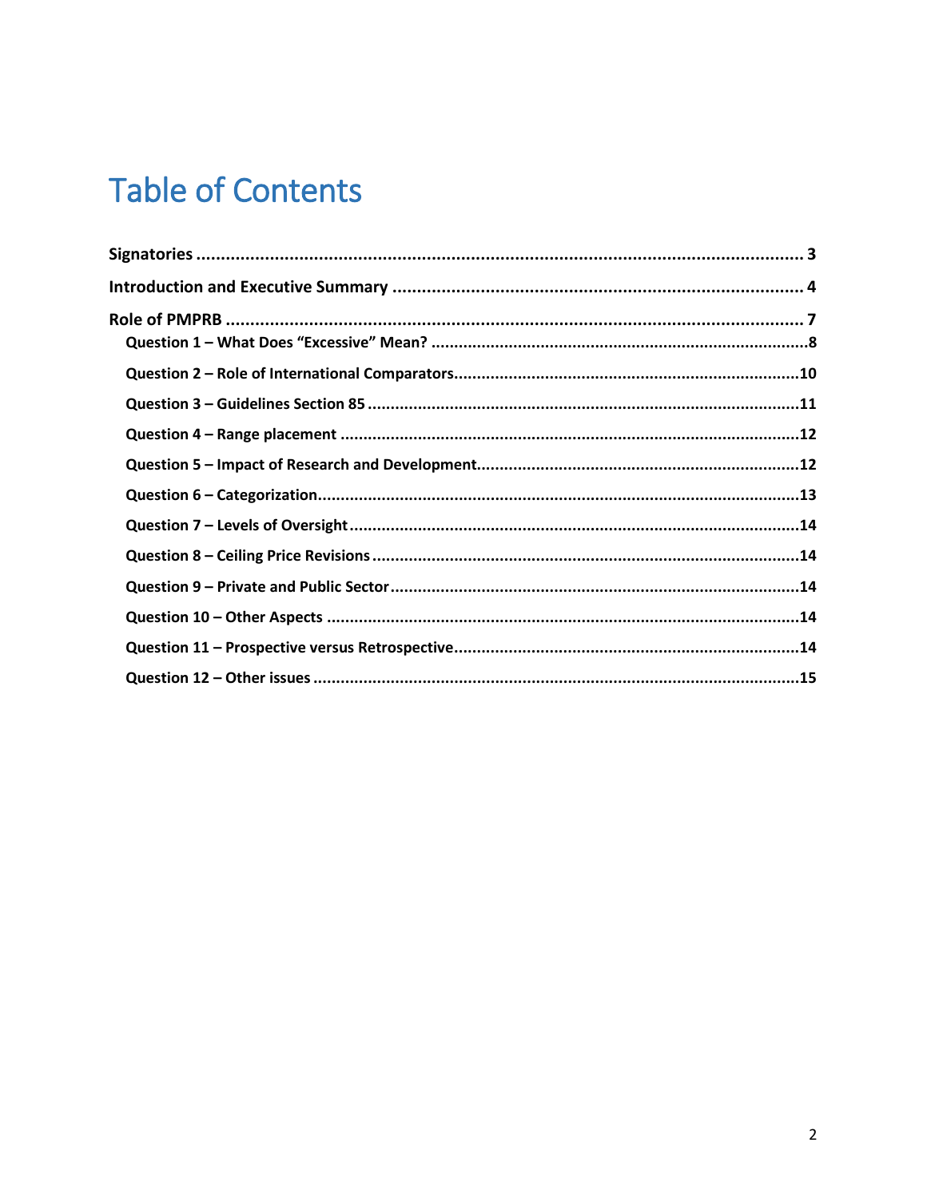# Table of Contents

**Signatories** ........................................................................................................................... 3

**Introduction and Executive Summary** ..................................................................................... 4

**Role of PMPRB** ........................................................................................................................ 7

- **Question 1 – What Does "Excessive" Mean?** ......................................................................... 8
- **Question 2 – Role of International Comparators** ................................................................... 10
- **Question 3 – Guidelines Section 85** ..................................................................................... 11
- **Question 4 – Range placement** ............................................................................................ 12
- **Question 5 – Impact of Research and Development** ............................................................. 12
- **Question 6 – Categorization** ................................................................................................ 13
- **Question 7 – Levels of Oversight** ......................................................................................... 14
- **Question 8 – Ceiling Price Revisions** .................................................................................... 14
- **Question 9 – Private and Public Sector** ................................................................................ 14
- **Question 10 – Other Aspects** .............................................................................................. 14
- **Question 11 – Prospective versus Retrospective** .................................................................. 14
- **Question 12 – Other issues** ................................................................................................. 15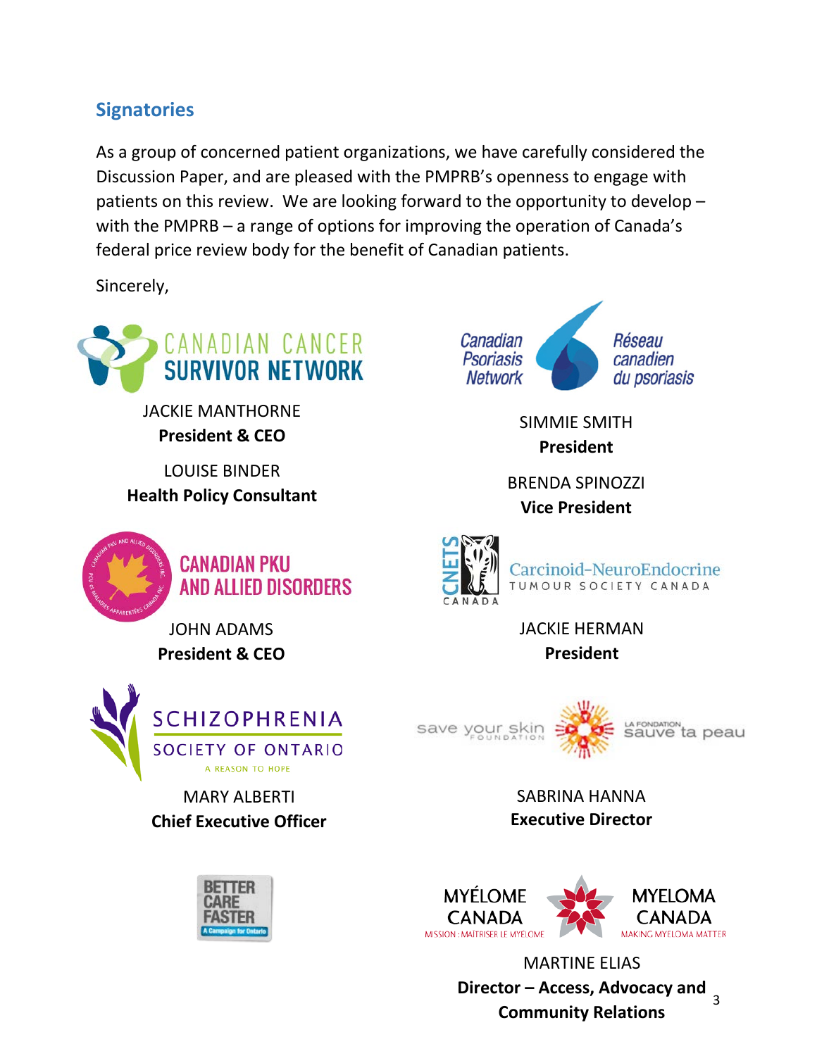## Signatories

As a group of concerned patient organizations, we have carefully considered the Discussion Paper, and are pleased with the PMPRB's openness to engage with patients on this review. We are looking forward to the opportunity to develop – with the PMPRB – a range of options for improving the operation of Canada's federal price review body for the benefit of Canadian patients.

Sincerely,

CANADIAN CANCER SURVIVOR NETWORK

JACKIE MANTHORNE
**President & CEO**

LOUISE BINDER
**Health Policy Consultant**

Canadian Psoriasis Network / Réseau canadien du psoriasis

SIMMIE SMITH
**President**

BRENDA SPINOZZI
**Vice President**

CANADIAN PKU AND ALLIED DISORDERS

JOHN ADAMS
**President & CEO**

CNETS CANADA – Carcinoid-NeuroEndocrine Tumour Society Canada

JACKIE HERMAN
**President**

SCHIZOPHRENIA SOCIETY OF ONTARIO – A REASON TO HOPE

MARY ALBERTI
**Chief Executive Officer**

save your skin FOUNDATION / LA FONDATION sauve ta peau

SABRINA HANNA
**Executive Director**

BETTER CARE FASTER – A Campaign for Ontario

MYÉLOME CANADA – MISSION : MAITRISER LE MYELOME / MYELOMA CANADA – MAKING MYELOMA MATTER

MARTINE ELIAS
**Director – Access, Advocacy and Community Relations**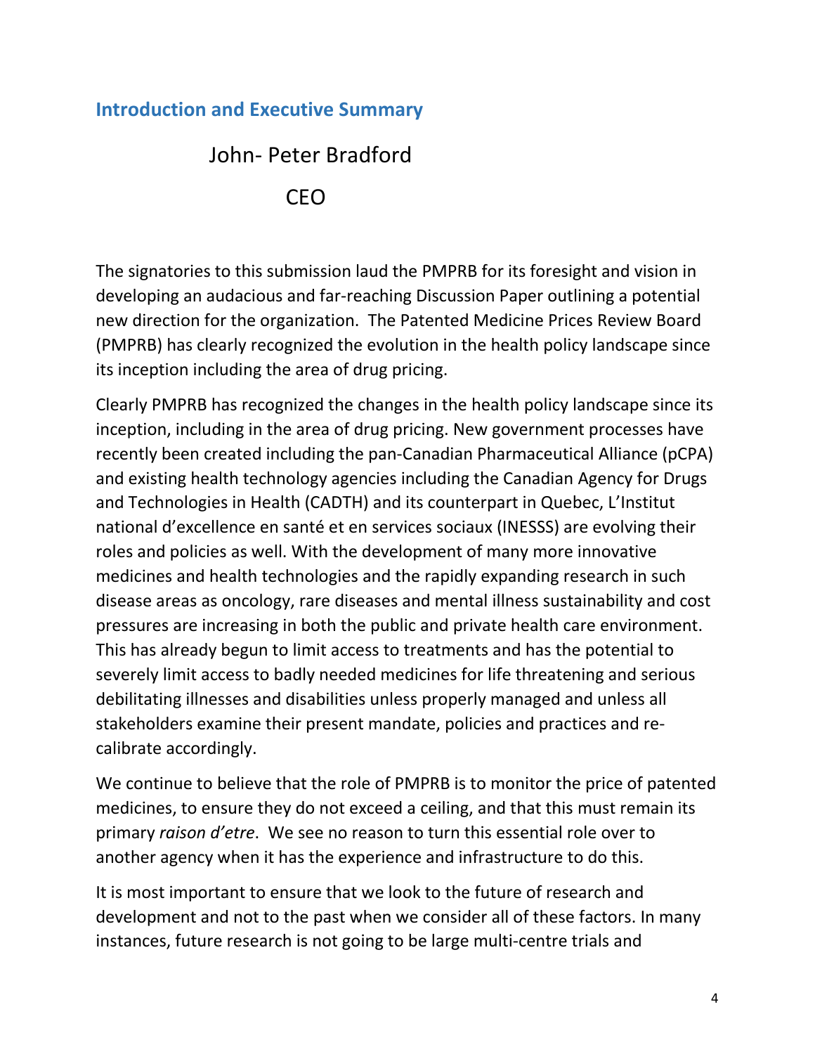## Introduction and Executive Summary

John- Peter Bradford

CEO

The signatories to this submission laud the PMPRB for its foresight and vision in developing an audacious and far-reaching Discussion Paper outlining a potential new direction for the organization. The Patented Medicine Prices Review Board (PMPRB) has clearly recognized the evolution in the health policy landscape since its inception including the area of drug pricing.

Clearly PMPRB has recognized the changes in the health policy landscape since its inception, including in the area of drug pricing. New government processes have recently been created including the pan-Canadian Pharmaceutical Alliance (pCPA) and existing health technology agencies including the Canadian Agency for Drugs and Technologies in Health (CADTH) and its counterpart in Quebec, L'Institut national d'excellence en santé et en services sociaux (INESSS) are evolving their roles and policies as well. With the development of many more innovative medicines and health technologies and the rapidly expanding research in such disease areas as oncology, rare diseases and mental illness sustainability and cost pressures are increasing in both the public and private health care environment. This has already begun to limit access to treatments and has the potential to severely limit access to badly needed medicines for life threatening and serious debilitating illnesses and disabilities unless properly managed and unless all stakeholders examine their present mandate, policies and practices and re-calibrate accordingly.

We continue to believe that the role of PMPRB is to monitor the price of patented medicines, to ensure they do not exceed a ceiling, and that this must remain its primary *raison d'etre*. We see no reason to turn this essential role over to another agency when it has the experience and infrastructure to do this.

It is most important to ensure that we look to the future of research and development and not to the past when we consider all of these factors. In many instances, future research is not going to be large multi-centre trials and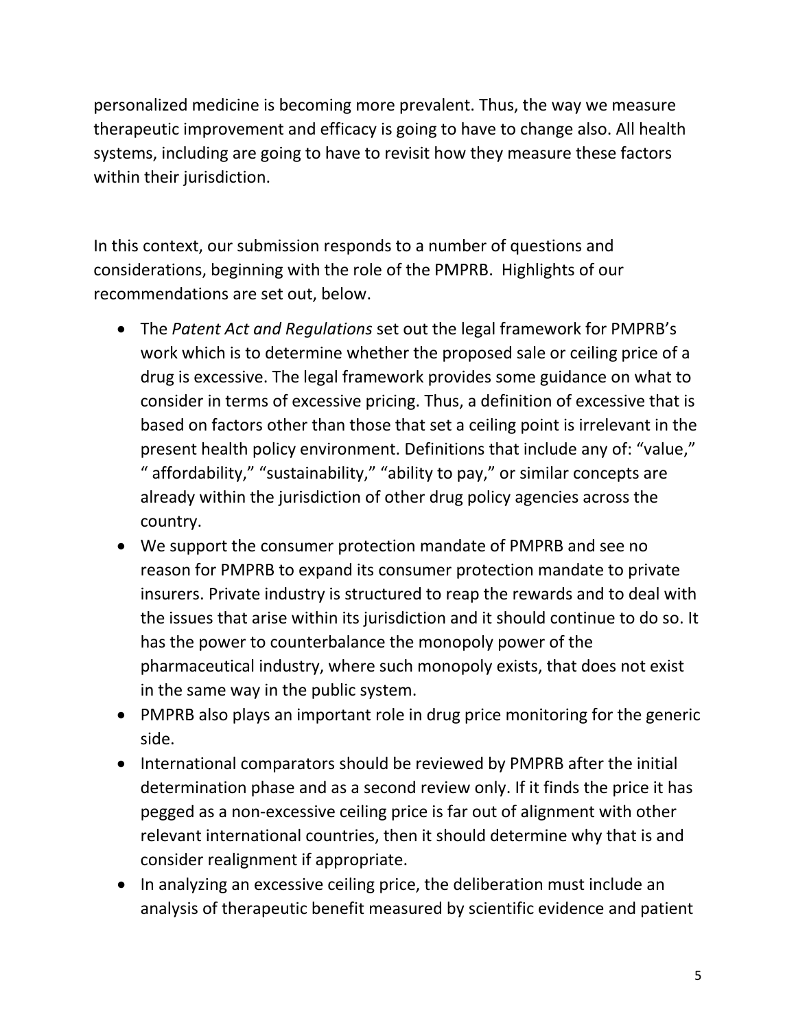personalized medicine is becoming more prevalent. Thus, the way we measure therapeutic improvement and efficacy is going to have to change also. All health systems, including are going to have to revisit how they measure these factors within their jurisdiction.

In this context, our submission responds to a number of questions and considerations, beginning with the role of the PMPRB. Highlights of our recommendations are set out, below.

- The *Patent Act and Regulations* set out the legal framework for PMPRB's work which is to determine whether the proposed sale or ceiling price of a drug is excessive. The legal framework provides some guidance on what to consider in terms of excessive pricing. Thus, a definition of excessive that is based on factors other than those that set a ceiling point is irrelevant in the present health policy environment. Definitions that include any of: "value," " affordability," "sustainability," "ability to pay," or similar concepts are already within the jurisdiction of other drug policy agencies across the country.
- We support the consumer protection mandate of PMPRB and see no reason for PMPRB to expand its consumer protection mandate to private insurers. Private industry is structured to reap the rewards and to deal with the issues that arise within its jurisdiction and it should continue to do so. It has the power to counterbalance the monopoly power of the pharmaceutical industry, where such monopoly exists, that does not exist in the same way in the public system.
- PMPRB also plays an important role in drug price monitoring for the generic side.
- International comparators should be reviewed by PMPRB after the initial determination phase and as a second review only. If it finds the price it has pegged as a non-excessive ceiling price is far out of alignment with other relevant international countries, then it should determine why that is and consider realignment if appropriate.
- In analyzing an excessive ceiling price, the deliberation must include an analysis of therapeutic benefit measured by scientific evidence and patient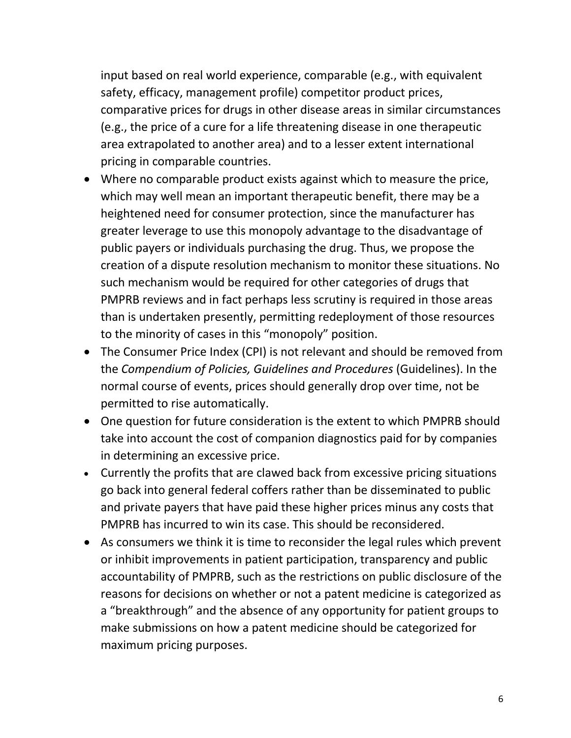input based on real world experience, comparable (e.g., with equivalent safety, efficacy, management profile) competitor product prices, comparative prices for drugs in other disease areas in similar circumstances (e.g., the price of a cure for a life threatening disease in one therapeutic area extrapolated to another area) and to a lesser extent international pricing in comparable countries.

- Where no comparable product exists against which to measure the price, which may well mean an important therapeutic benefit, there may be a heightened need for consumer protection, since the manufacturer has greater leverage to use this monopoly advantage to the disadvantage of public payers or individuals purchasing the drug. Thus, we propose the creation of a dispute resolution mechanism to monitor these situations. No such mechanism would be required for other categories of drugs that PMPRB reviews and in fact perhaps less scrutiny is required in those areas than is undertaken presently, permitting redeployment of those resources to the minority of cases in this "monopoly" position.
- The Consumer Price Index (CPI) is not relevant and should be removed from the *Compendium of Policies, Guidelines and Procedures* (Guidelines). In the normal course of events, prices should generally drop over time, not be permitted to rise automatically.
- One question for future consideration is the extent to which PMPRB should take into account the cost of companion diagnostics paid for by companies in determining an excessive price.
- Currently the profits that are clawed back from excessive pricing situations go back into general federal coffers rather than be disseminated to public and private payers that have paid these higher prices minus any costs that PMPRB has incurred to win its case. This should be reconsidered.
- As consumers we think it is time to reconsider the legal rules which prevent or inhibit improvements in patient participation, transparency and public accountability of PMPRB, such as the restrictions on public disclosure of the reasons for decisions on whether or not a patent medicine is categorized as a "breakthrough" and the absence of any opportunity for patient groups to make submissions on how a patent medicine should be categorized for maximum pricing purposes.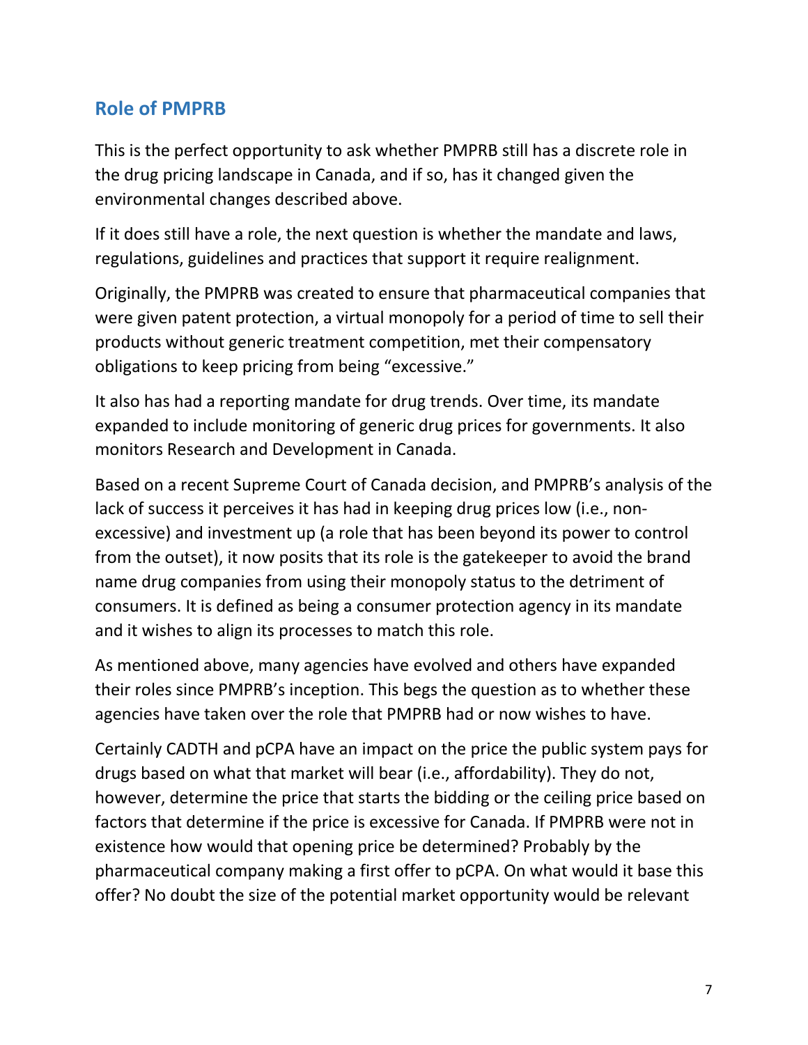## Role of PMPRB

This is the perfect opportunity to ask whether PMPRB still has a discrete role in the drug pricing landscape in Canada, and if so, has it changed given the environmental changes described above.

If it does still have a role, the next question is whether the mandate and laws, regulations, guidelines and practices that support it require realignment.

Originally, the PMPRB was created to ensure that pharmaceutical companies that were given patent protection, a virtual monopoly for a period of time to sell their products without generic treatment competition, met their compensatory obligations to keep pricing from being "excessive."

It also has had a reporting mandate for drug trends. Over time, its mandate expanded to include monitoring of generic drug prices for governments. It also monitors Research and Development in Canada.

Based on a recent Supreme Court of Canada decision, and PMPRB's analysis of the lack of success it perceives it has had in keeping drug prices low (i.e., non-excessive) and investment up (a role that has been beyond its power to control from the outset), it now posits that its role is the gatekeeper to avoid the brand name drug companies from using their monopoly status to the detriment of consumers. It is defined as being a consumer protection agency in its mandate and it wishes to align its processes to match this role.

As mentioned above, many agencies have evolved and others have expanded their roles since PMPRB's inception. This begs the question as to whether these agencies have taken over the role that PMPRB had or now wishes to have.

Certainly CADTH and pCPA have an impact on the price the public system pays for drugs based on what that market will bear (i.e., affordability). They do not, however, determine the price that starts the bidding or the ceiling price based on factors that determine if the price is excessive for Canada. If PMPRB were not in existence how would that opening price be determined? Probably by the pharmaceutical company making a first offer to pCPA. On what would it base this offer? No doubt the size of the potential market opportunity would be relevant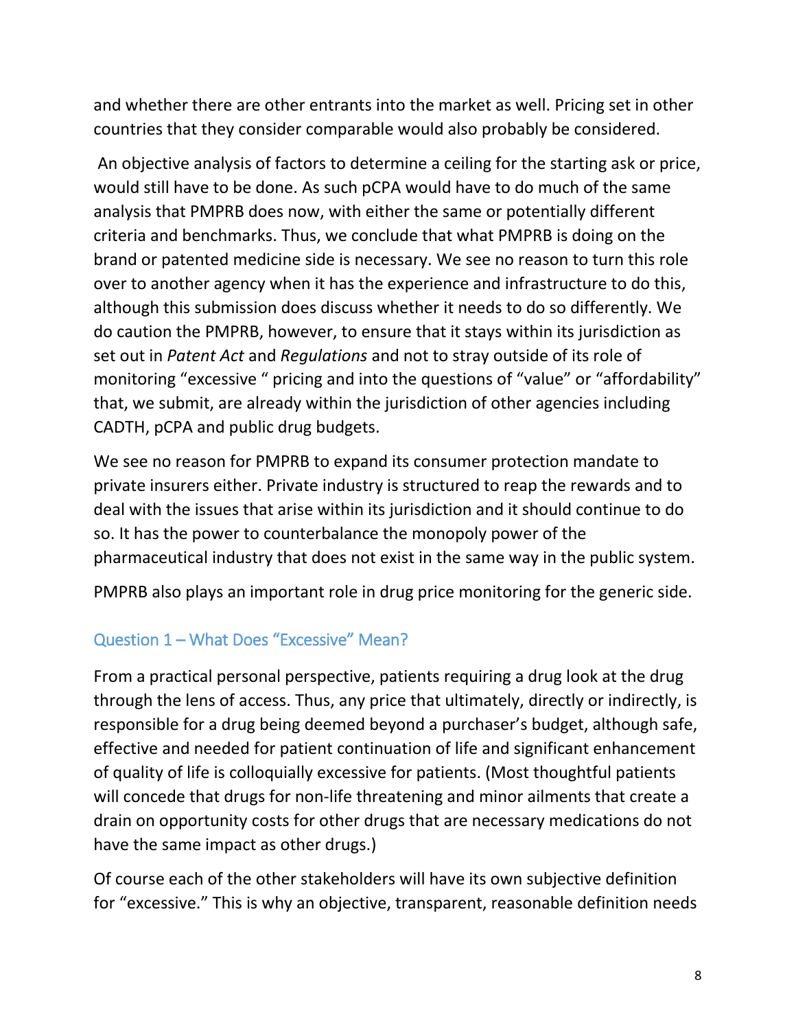and whether there are other entrants into the market as well. Pricing set in other countries that they consider comparable would also probably be considered.

An objective analysis of factors to determine a ceiling for the starting ask or price, would still have to be done. As such pCPA would have to do much of the same analysis that PMPRB does now, with either the same or potentially different criteria and benchmarks. Thus, we conclude that what PMPRB is doing on the brand or patented medicine side is necessary. We see no reason to turn this role over to another agency when it has the experience and infrastructure to do this, although this submission does discuss whether it needs to do so differently. We do caution the PMPRB, however, to ensure that it stays within its jurisdiction as set out in *Patent Act* and *Regulations* and not to stray outside of its role of monitoring "excessive " pricing and into the questions of "value" or "affordability" that, we submit, are already within the jurisdiction of other agencies including CADTH, pCPA and public drug budgets.

We see no reason for PMPRB to expand its consumer protection mandate to private insurers either. Private industry is structured to reap the rewards and to deal with the issues that arise within its jurisdiction and it should continue to do so. It has the power to counterbalance the monopoly power of the pharmaceutical industry that does not exist in the same way in the public system.

PMPRB also plays an important role in drug price monitoring for the generic side.

## Question 1 – What Does "Excessive" Mean?

From a practical personal perspective, patients requiring a drug look at the drug through the lens of access. Thus, any price that ultimately, directly or indirectly, is responsible for a drug being deemed beyond a purchaser's budget, although safe, effective and needed for patient continuation of life and significant enhancement of quality of life is colloquially excessive for patients. (Most thoughtful patients will concede that drugs for non-life threatening and minor ailments that create a drain on opportunity costs for other drugs that are necessary medications do not have the same impact as other drugs.)

Of course each of the other stakeholders will have its own subjective definition for "excessive." This is why an objective, transparent, reasonable definition needs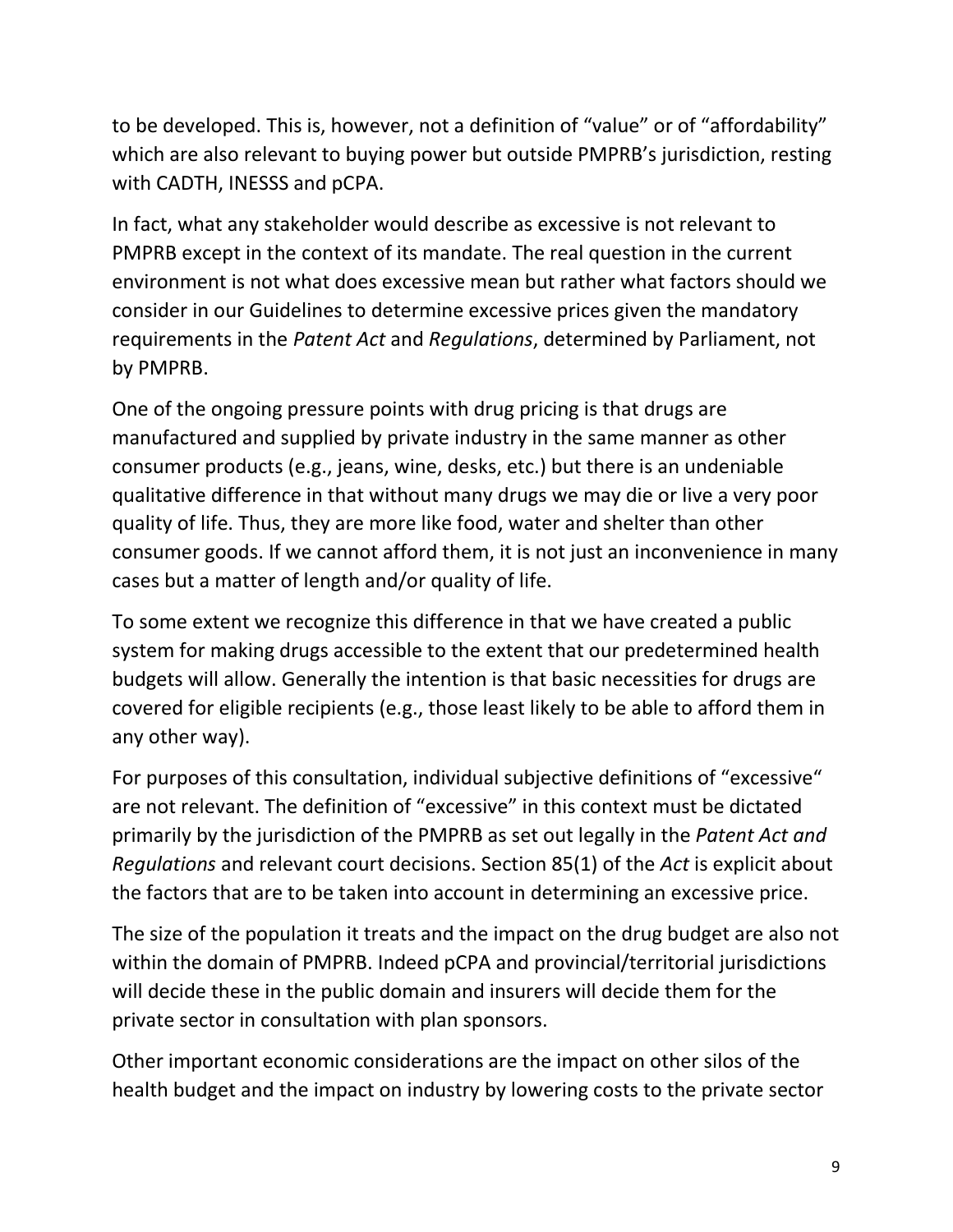to be developed. This is, however, not a definition of "value" or of "affordability" which are also relevant to buying power but outside PMPRB's jurisdiction, resting with CADTH, INESSS and pCPA.

In fact, what any stakeholder would describe as excessive is not relevant to PMPRB except in the context of its mandate. The real question in the current environment is not what does excessive mean but rather what factors should we consider in our Guidelines to determine excessive prices given the mandatory requirements in the *Patent Act* and *Regulations*, determined by Parliament, not by PMPRB.

One of the ongoing pressure points with drug pricing is that drugs are manufactured and supplied by private industry in the same manner as other consumer products (e.g., jeans, wine, desks, etc.) but there is an undeniable qualitative difference in that without many drugs we may die or live a very poor quality of life. Thus, they are more like food, water and shelter than other consumer goods. If we cannot afford them, it is not just an inconvenience in many cases but a matter of length and/or quality of life.

To some extent we recognize this difference in that we have created a public system for making drugs accessible to the extent that our predetermined health budgets will allow. Generally the intention is that basic necessities for drugs are covered for eligible recipients (e.g., those least likely to be able to afford them in any other way).

For purposes of this consultation, individual subjective definitions of "excessive" are not relevant. The definition of "excessive" in this context must be dictated primarily by the jurisdiction of the PMPRB as set out legally in the *Patent Act and Regulations* and relevant court decisions. Section 85(1) of the *Act* is explicit about the factors that are to be taken into account in determining an excessive price.

The size of the population it treats and the impact on the drug budget are also not within the domain of PMPRB. Indeed pCPA and provincial/territorial jurisdictions will decide these in the public domain and insurers will decide them for the private sector in consultation with plan sponsors.

Other important economic considerations are the impact on other silos of the health budget and the impact on industry by lowering costs to the private sector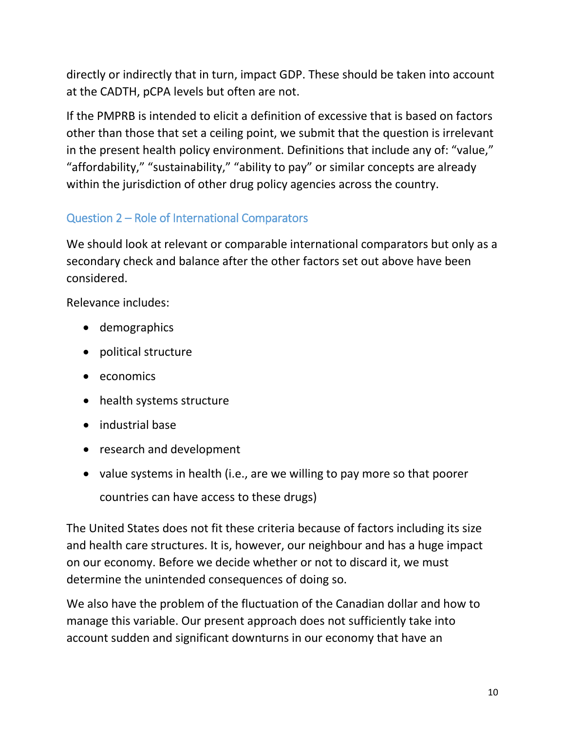directly or indirectly that in turn, impact GDP. These should be taken into account at the CADTH, pCPA levels but often are not.

If the PMPRB is intended to elicit a definition of excessive that is based on factors other than those that set a ceiling point, we submit that the question is irrelevant in the present health policy environment. Definitions that include any of: "value," "affordability," "sustainability," "ability to pay" or similar concepts are already within the jurisdiction of other drug policy agencies across the country.

## Question 2 – Role of International Comparators

We should look at relevant or comparable international comparators but only as a secondary check and balance after the other factors set out above have been considered.

Relevance includes:

- demographics
- political structure
- economics
- health systems structure
- industrial base
- research and development
- value systems in health (i.e., are we willing to pay more so that poorer countries can have access to these drugs)

The United States does not fit these criteria because of factors including its size and health care structures. It is, however, our neighbour and has a huge impact on our economy. Before we decide whether or not to discard it, we must determine the unintended consequences of doing so.

We also have the problem of the fluctuation of the Canadian dollar and how to manage this variable. Our present approach does not sufficiently take into account sudden and significant downturns in our economy that have an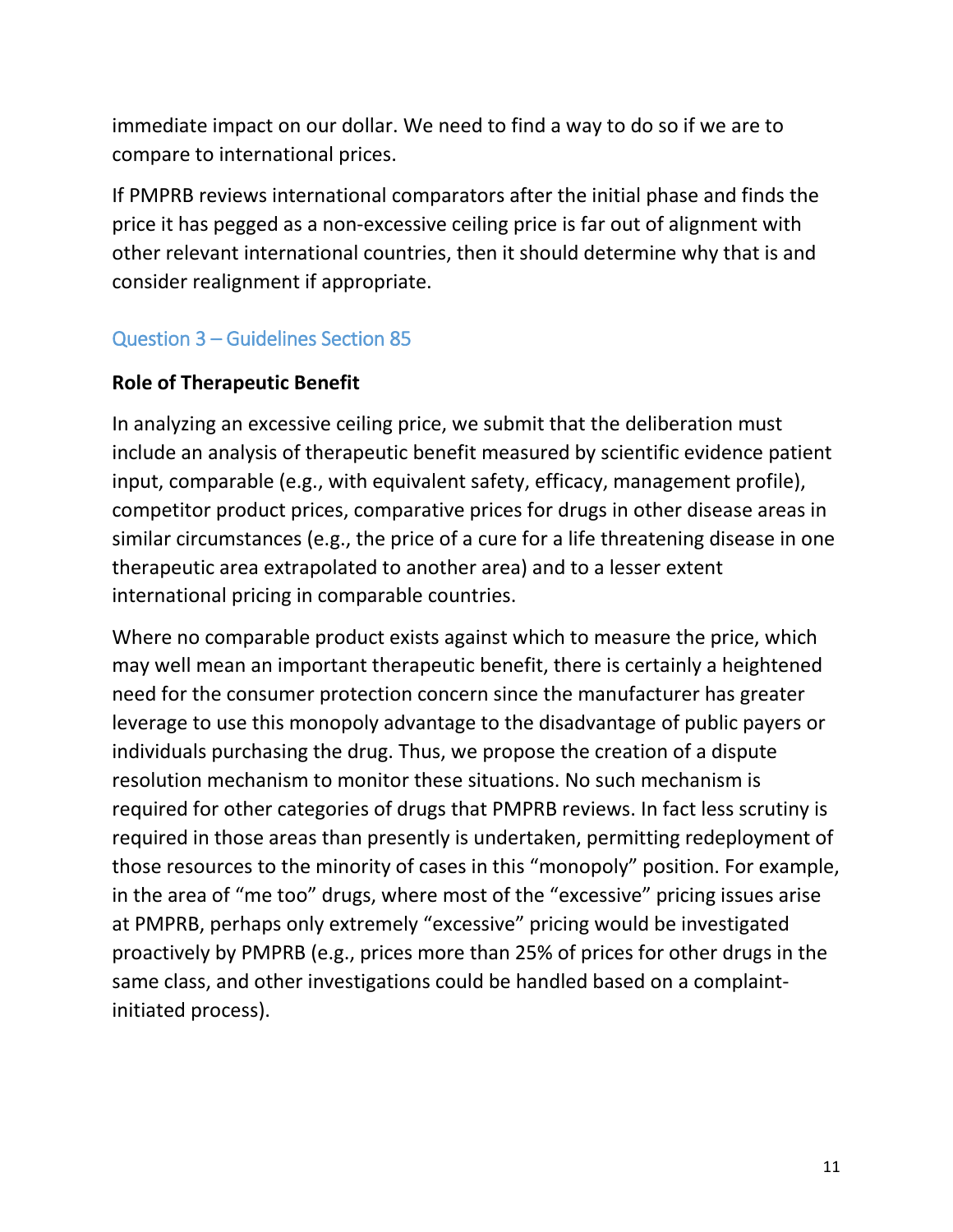immediate impact on our dollar. We need to find a way to do so if we are to compare to international prices.

If PMPRB reviews international comparators after the initial phase and finds the price it has pegged as a non-excessive ceiling price is far out of alignment with other relevant international countries, then it should determine why that is and consider realignment if appropriate.

## Question 3 – Guidelines Section 85

**Role of Therapeutic Benefit**

In analyzing an excessive ceiling price, we submit that the deliberation must include an analysis of therapeutic benefit measured by scientific evidence patient input, comparable (e.g., with equivalent safety, efficacy, management profile), competitor product prices, comparative prices for drugs in other disease areas in similar circumstances (e.g., the price of a cure for a life threatening disease in one therapeutic area extrapolated to another area) and to a lesser extent international pricing in comparable countries.

Where no comparable product exists against which to measure the price, which may well mean an important therapeutic benefit, there is certainly a heightened need for the consumer protection concern since the manufacturer has greater leverage to use this monopoly advantage to the disadvantage of public payers or individuals purchasing the drug. Thus, we propose the creation of a dispute resolution mechanism to monitor these situations. No such mechanism is required for other categories of drugs that PMPRB reviews. In fact less scrutiny is required in those areas than presently is undertaken, permitting redeployment of those resources to the minority of cases in this "monopoly" position. For example, in the area of "me too" drugs, where most of the "excessive" pricing issues arise at PMPRB, perhaps only extremely "excessive" pricing would be investigated proactively by PMPRB (e.g., prices more than 25% of prices for other drugs in the same class, and other investigations could be handled based on a complaint-initiated process).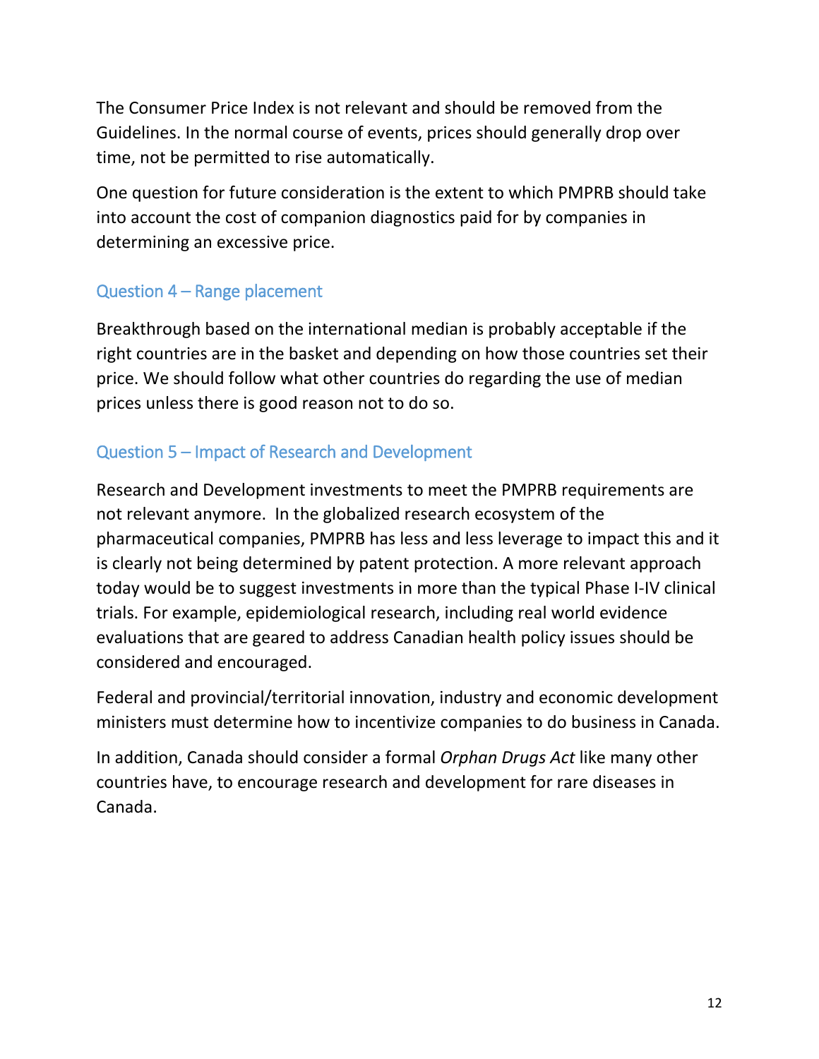The Consumer Price Index is not relevant and should be removed from the Guidelines. In the normal course of events, prices should generally drop over time, not be permitted to rise automatically.

One question for future consideration is the extent to which PMPRB should take into account the cost of companion diagnostics paid for by companies in determining an excessive price.

### Question 4 – Range placement

Breakthrough based on the international median is probably acceptable if the right countries are in the basket and depending on how those countries set their price. We should follow what other countries do regarding the use of median prices unless there is good reason not to do so.

### Question 5 – Impact of Research and Development

Research and Development investments to meet the PMPRB requirements are not relevant anymore. In the globalized research ecosystem of the pharmaceutical companies, PMPRB has less and less leverage to impact this and it is clearly not being determined by patent protection. A more relevant approach today would be to suggest investments in more than the typical Phase I-IV clinical trials. For example, epidemiological research, including real world evidence evaluations that are geared to address Canadian health policy issues should be considered and encouraged.

Federal and provincial/territorial innovation, industry and economic development ministers must determine how to incentivize companies to do business in Canada.

In addition, Canada should consider a formal *Orphan Drugs Act* like many other countries have, to encourage research and development for rare diseases in Canada.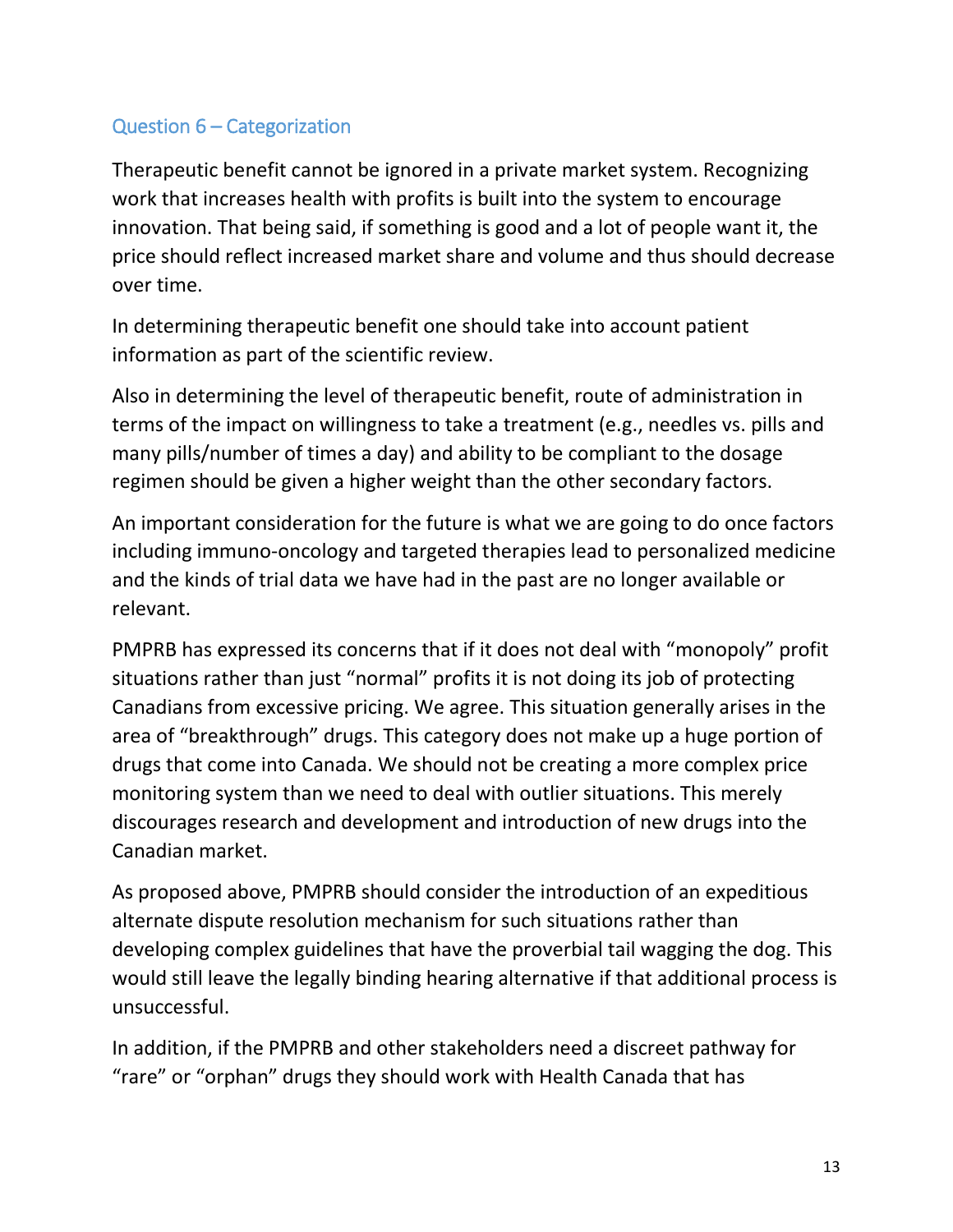## Question 6 – Categorization

Therapeutic benefit cannot be ignored in a private market system. Recognizing work that increases health with profits is built into the system to encourage innovation. That being said, if something is good and a lot of people want it, the price should reflect increased market share and volume and thus should decrease over time.

In determining therapeutic benefit one should take into account patient information as part of the scientific review.

Also in determining the level of therapeutic benefit, route of administration in terms of the impact on willingness to take a treatment (e.g., needles vs. pills and many pills/number of times a day) and ability to be compliant to the dosage regimen should be given a higher weight than the other secondary factors.

An important consideration for the future is what we are going to do once factors including immuno-oncology and targeted therapies lead to personalized medicine and the kinds of trial data we have had in the past are no longer available or relevant.

PMPRB has expressed its concerns that if it does not deal with "monopoly" profit situations rather than just "normal" profits it is not doing its job of protecting Canadians from excessive pricing. We agree. This situation generally arises in the area of "breakthrough" drugs. This category does not make up a huge portion of drugs that come into Canada. We should not be creating a more complex price monitoring system than we need to deal with outlier situations. This merely discourages research and development and introduction of new drugs into the Canadian market.

As proposed above, PMPRB should consider the introduction of an expeditious alternate dispute resolution mechanism for such situations rather than developing complex guidelines that have the proverbial tail wagging the dog. This would still leave the legally binding hearing alternative if that additional process is unsuccessful.

In addition, if the PMPRB and other stakeholders need a discreet pathway for "rare" or "orphan" drugs they should work with Health Canada that has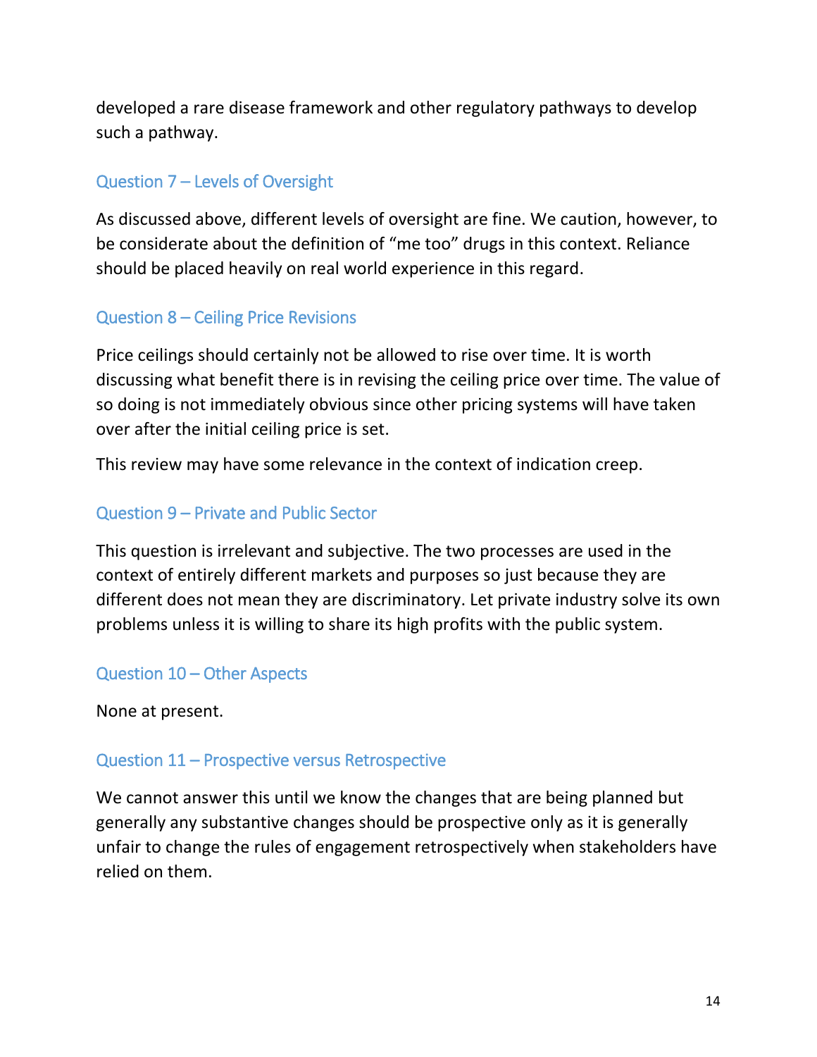developed a rare disease framework and other regulatory pathways to develop such a pathway.

### Question 7 – Levels of Oversight

As discussed above, different levels of oversight are fine. We caution, however, to be considerate about the definition of "me too" drugs in this context. Reliance should be placed heavily on real world experience in this regard.

### Question 8 – Ceiling Price Revisions

Price ceilings should certainly not be allowed to rise over time. It is worth discussing what benefit there is in revising the ceiling price over time. The value of so doing is not immediately obvious since other pricing systems will have taken over after the initial ceiling price is set.

This review may have some relevance in the context of indication creep.

### Question 9 – Private and Public Sector

This question is irrelevant and subjective. The two processes are used in the context of entirely different markets and purposes so just because they are different does not mean they are discriminatory. Let private industry solve its own problems unless it is willing to share its high profits with the public system.

### Question 10 – Other Aspects

None at present.

### Question 11 – Prospective versus Retrospective

We cannot answer this until we know the changes that are being planned but generally any substantive changes should be prospective only as it is generally unfair to change the rules of engagement retrospectively when stakeholders have relied on them.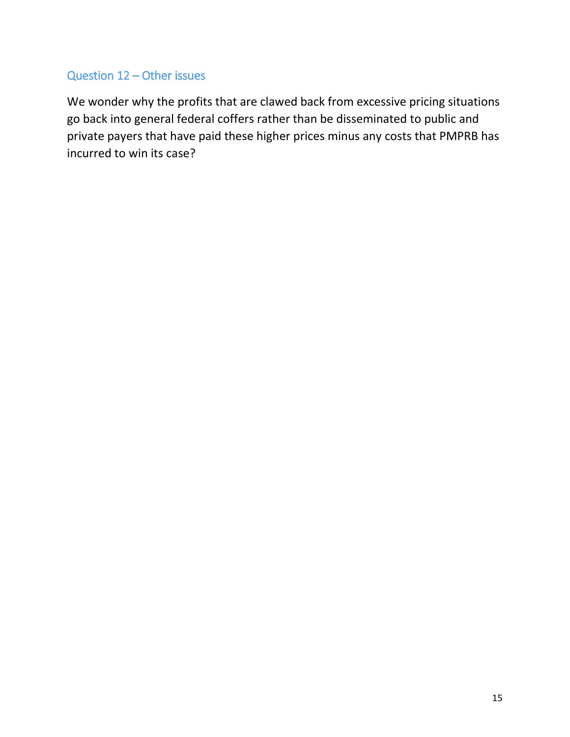## Question 12 – Other issues

We wonder why the profits that are clawed back from excessive pricing situations go back into general federal coffers rather than be disseminated to public and private payers that have paid these higher prices minus any costs that PMPRB has incurred to win its case?